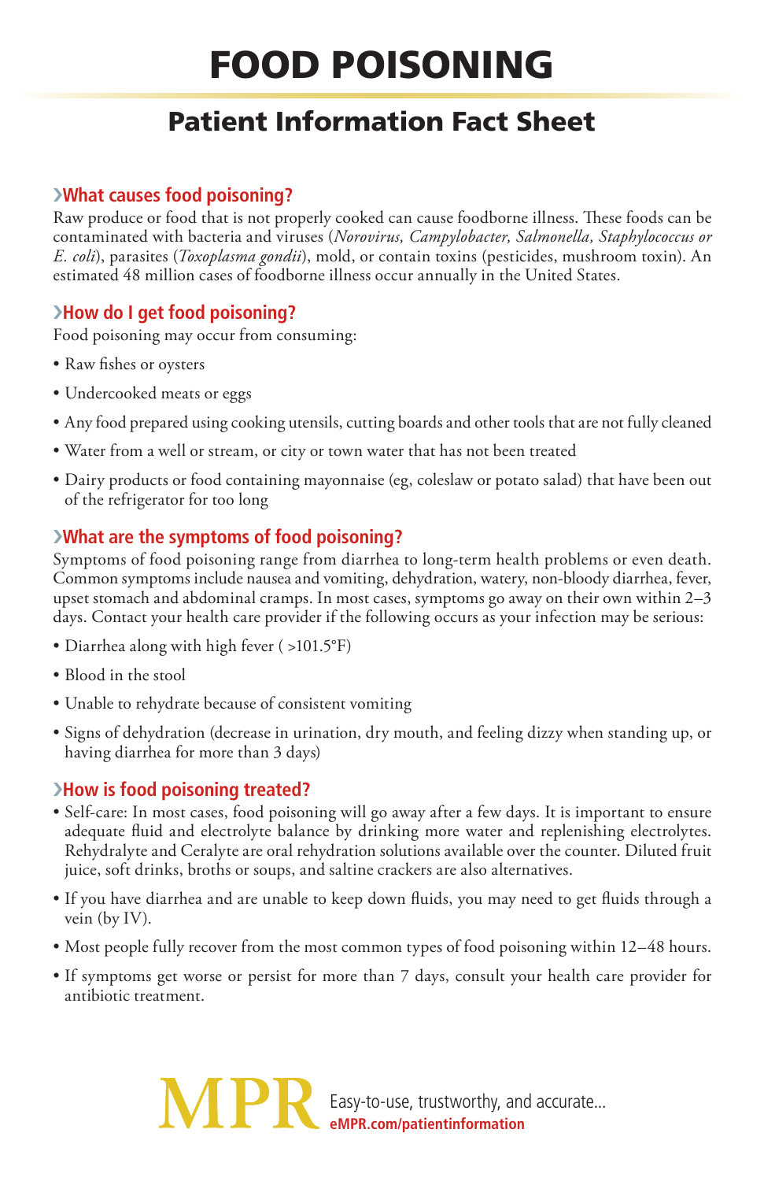# FOOD POISONING

## Patient Information Fact Sheet

### What causes food poisoning?

Raw produce or food that is not properly cooked can cause foodborne illness. These foods can be contaminated with bacteria and viruses (*Norovirus, Campylobacter, Salmonella, Staphylococcus or E. coli*), parasites (*Toxoplasma gondii*), mold, or contain toxins (pesticides, mushroom toxin). An estimated 48 million cases of foodborne illness occur annually in the United States.

### How do I get food poisoning?

Food poisoning may occur from consuming:

- Raw fishes or oysters
- Undercooked meats or eggs
- Any food prepared using cooking utensils, cutting boards and other tools that are not fully cleaned
- Water from a well or stream, or city or town water that has not been treated
- Dairy products or food containing mayonnaise (eg, coleslaw or potato salad) that have been out of the refrigerator for too long

### What are the symptoms of food poisoning?

Symptoms of food poisoning range from diarrhea to long-term health problems or even death. Common symptoms include nausea and vomiting, dehydration, watery, non-bloody diarrhea, fever, upset stomach and abdominal cramps. In most cases, symptoms go away on their own within 2–3 days. Contact your health care provider if the following occurs as your infection may be serious:

- Diarrhea along with high fever ( >101.5°F)
- Blood in the stool
- Unable to rehydrate because of consistent vomiting
- Signs of dehydration (decrease in urination, dry mouth, and feeling dizzy when standing up, or having diarrhea for more than 3 days)

### How is food poisoning treated?

- Self-care: In most cases, food poisoning will go away after a few days. It is important to ensure adequate fluid and electrolyte balance by drinking more water and replenishing electrolytes. Rehydralyte and Ceralyte are oral rehydration solutions available over the counter. Diluted fruit juice, soft drinks, broths or soups, and saltine crackers are also alternatives.
- If you have diarrhea and are unable to keep down fluids, you may need to get fluids through a vein (by IV).
- Most people fully recover from the most common types of food poisoning within 12–48 hours.
- If symptoms get worse or persist for more than 7 days, consult your health care provider for antibiotic treatment.

MPR Easy-to-use, trustworthy, and accurate...
**eMPR.com/patientinformation**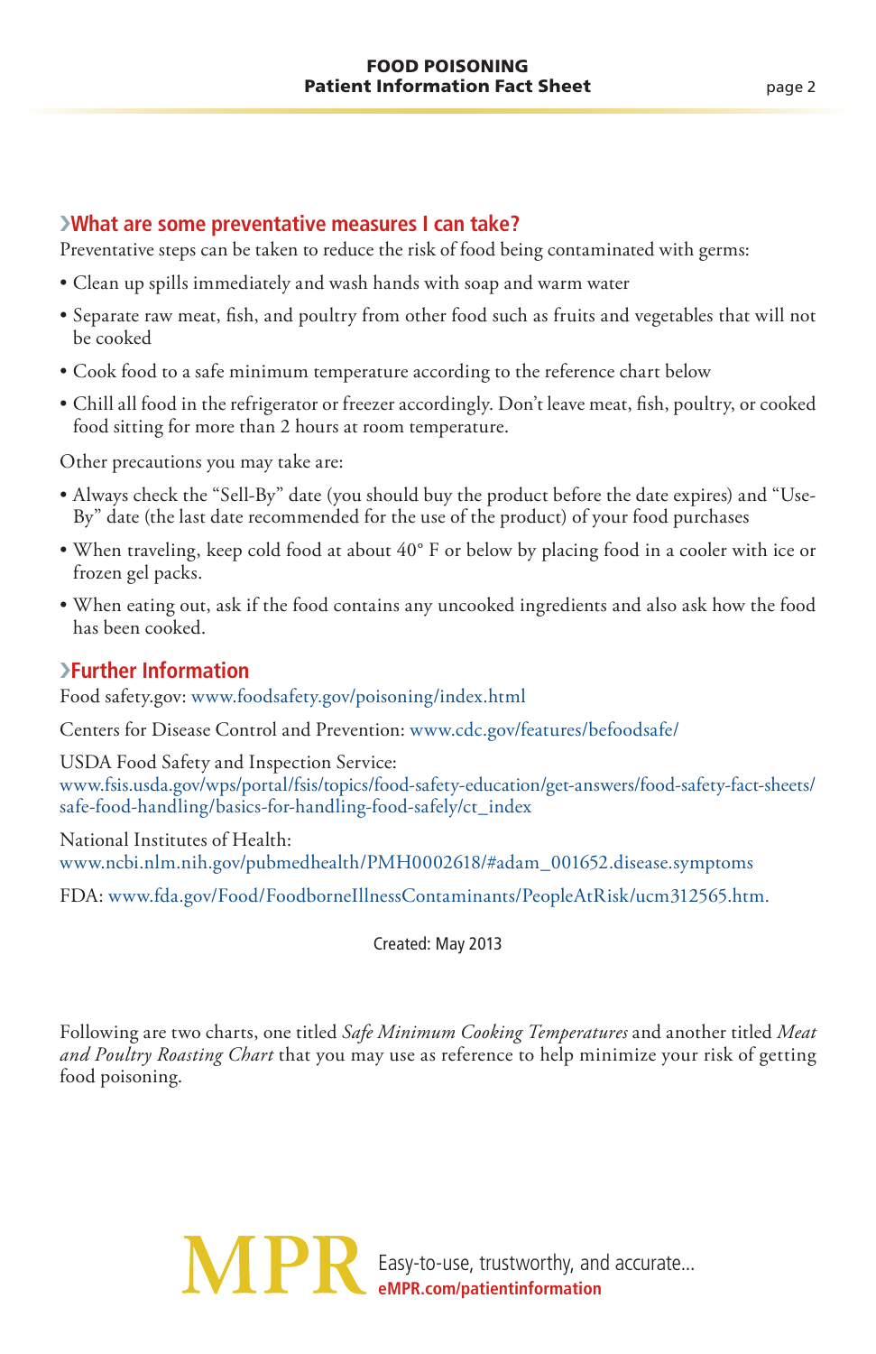## What are some preventative measures I can take?

Preventative steps can be taken to reduce the risk of food being contaminated with germs:

- Clean up spills immediately and wash hands with soap and warm water
- Separate raw meat, fish, and poultry from other food such as fruits and vegetables that will not be cooked
- Cook food to a safe minimum temperature according to the reference chart below
- Chill all food in the refrigerator or freezer accordingly. Don't leave meat, fish, poultry, or cooked food sitting for more than 2 hours at room temperature.

Other precautions you may take are:

- Always check the "Sell-By" date (you should buy the product before the date expires) and "Use-By" date (the last date recommended for the use of the product) of your food purchases
- When traveling, keep cold food at about 40° F or below by placing food in a cooler with ice or frozen gel packs.
- When eating out, ask if the food contains any uncooked ingredients and also ask how the food has been cooked.

## Further Information

Food safety.gov: www.foodsafety.gov/poisoning/index.html

Centers for Disease Control and Prevention: www.cdc.gov/features/befoodsafe/

USDA Food Safety and Inspection Service:
www.fsis.usda.gov/wps/portal/fsis/topics/food-safety-education/get-answers/food-safety-fact-sheets/safe-food-handling/basics-for-handling-food-safely/ct_index

National Institutes of Health:
www.ncbi.nlm.nih.gov/pubmedhealth/PMH0002618/#adam_001652.disease.symptoms

FDA: www.fda.gov/Food/FoodborneIllnessContaminants/PeopleAtRisk/ucm312565.htm.

Created: May 2013

Following are two charts, one titled *Safe Minimum Cooking Temperatures* and another titled *Meat and Poultry Roasting Chart* that you may use as reference to help minimize your risk of getting food poisoning.

MPR Easy-to-use, trustworthy, and accurate...
eMPR.com/patientinformation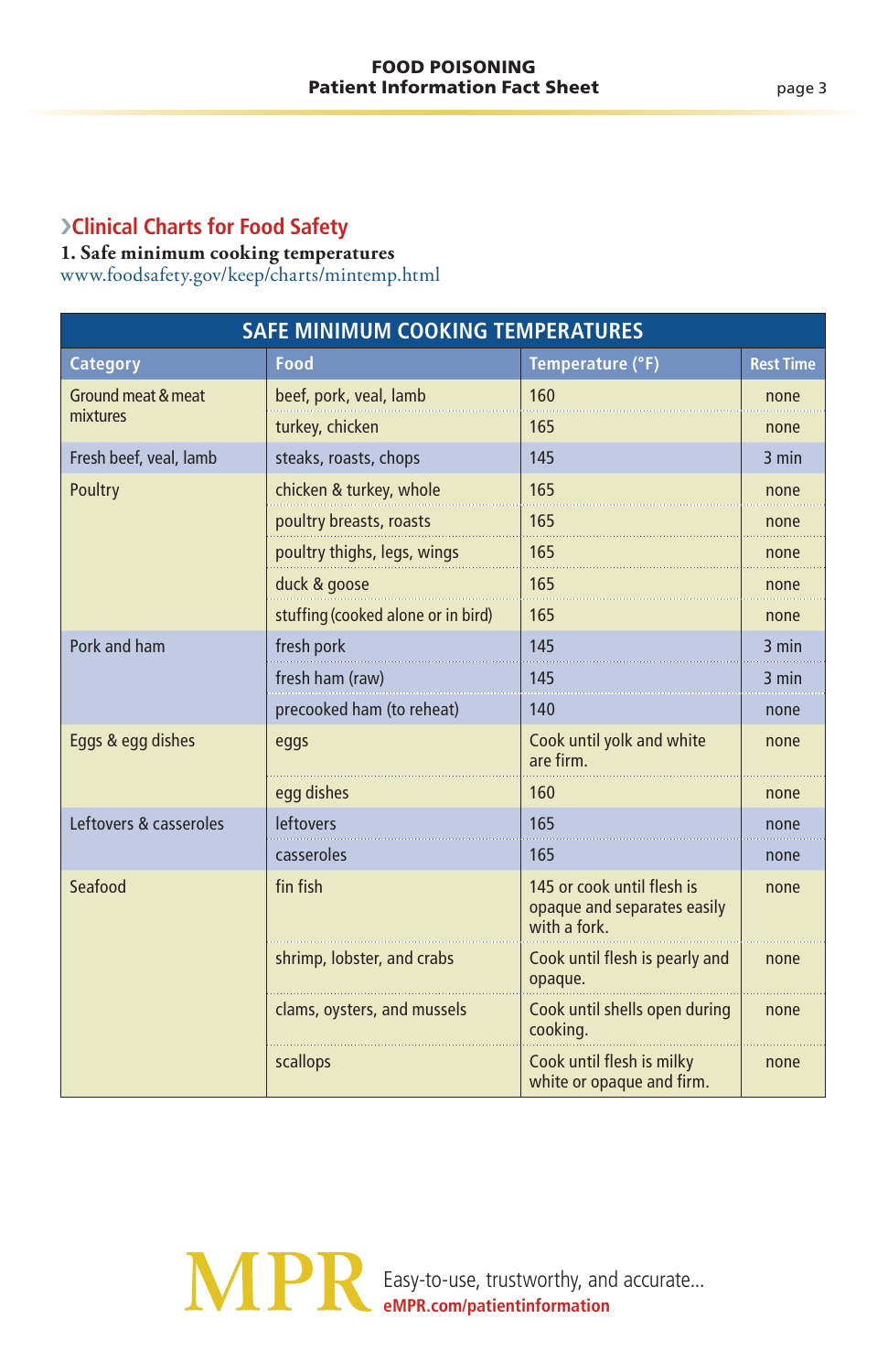## ›Clinical Charts for Food Safety

**1. Safe minimum cooking temperatures**

www.foodsafety.gov/keep/charts/mintemp.html

| SAFE MINIMUM COOKING TEMPERATURES | | | |
|---|---|---|---|
| **Category** | **Food** | **Temperature (°F)** | **Rest Time** |
| Ground meat & meat mixtures | beef, pork, veal, lamb | 160 | none |
| | turkey, chicken | 165 | none |
| Fresh beef, veal, lamb | steaks, roasts, chops | 145 | 3 min |
| Poultry | chicken & turkey, whole | 165 | none |
| | poultry breasts, roasts | 165 | none |
| | poultry thighs, legs, wings | 165 | none |
| | duck & goose | 165 | none |
| | stuffing (cooked alone or in bird) | 165 | none |
| Pork and ham | fresh pork | 145 | 3 min |
| | fresh ham (raw) | 145 | 3 min |
| | precooked ham (to reheat) | 140 | none |
| Eggs & egg dishes | eggs | Cook until yolk and white are firm. | none |
| | egg dishes | 160 | none |
| Leftovers & casseroles | leftovers | 165 | none |
| | casseroles | 165 | none |
| Seafood | fin fish | 145 or cook until flesh is opaque and separates easily with a fork. | none |
| | shrimp, lobster, and crabs | Cook until flesh is pearly and opaque. | none |
| | clams, oysters, and mussels | Cook until shells open during cooking. | none |
| | scallops | Cook until flesh is milky white or opaque and firm. | none |

MPR Easy-to-use, trustworthy, and accurate...
eMPR.com/patientinformation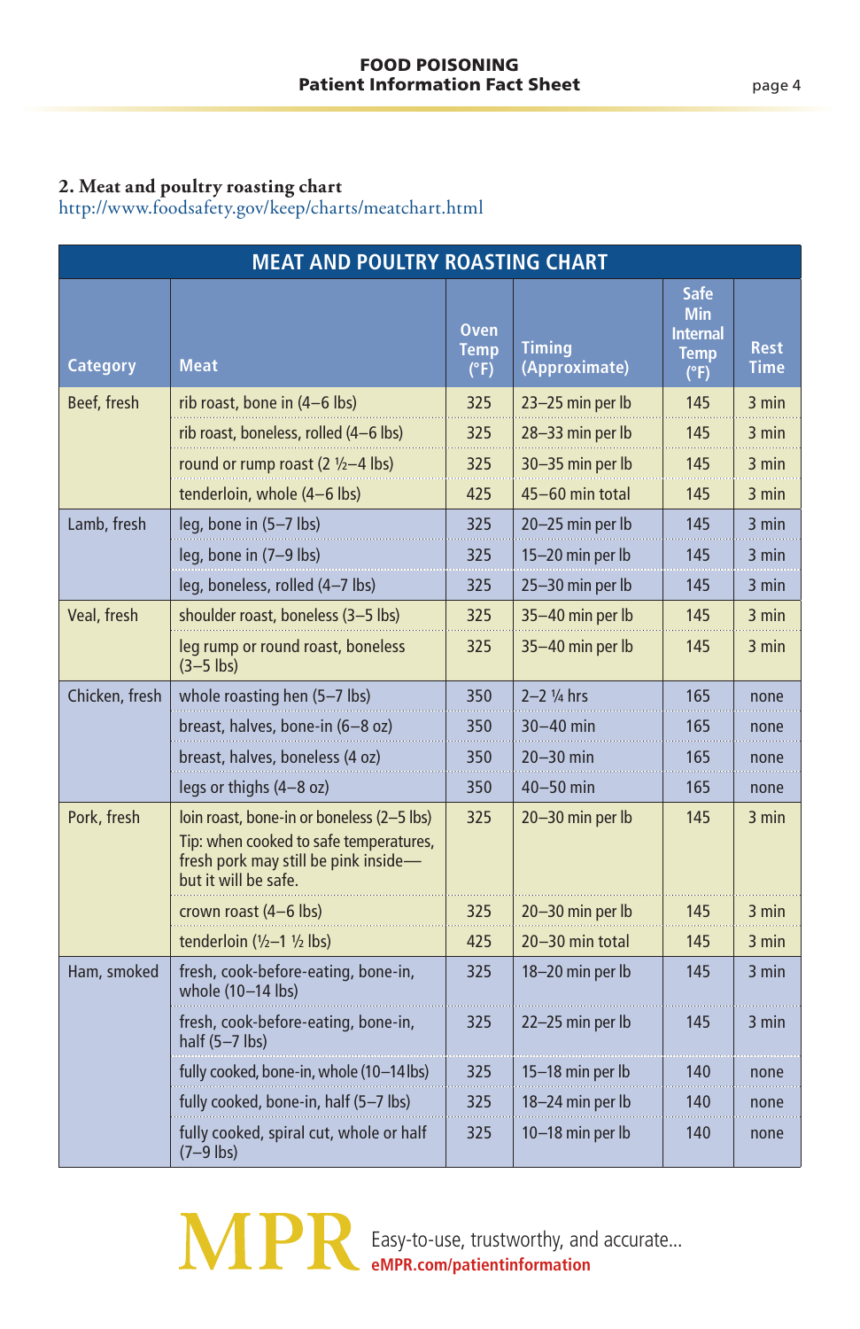## 2. Meat and poultry roasting chart

http://www.foodsafety.gov/keep/charts/meatchart.html

**MEAT AND POULTRY ROASTING CHART**

| Category | Meat | Oven Temp (°F) | Timing (Approximate) | Safe Min Internal Temp (°F) | Rest Time |
|---|---|---|---|---|---|
| Beef, fresh | rib roast, bone in (4–6 lbs) | 325 | 23–25 min per lb | 145 | 3 min |
| | rib roast, boneless, rolled (4–6 lbs) | 325 | 28–33 min per lb | 145 | 3 min |
| | round or rump roast (2 ½–4 lbs) | 325 | 30–35 min per lb | 145 | 3 min |
| | tenderloin, whole (4–6 lbs) | 425 | 45–60 min total | 145 | 3 min |
| Lamb, fresh | leg, bone in (5–7 lbs) | 325 | 20–25 min per lb | 145 | 3 min |
| | leg, bone in (7–9 lbs) | 325 | 15–20 min per lb | 145 | 3 min |
| | leg, boneless, rolled (4–7 lbs) | 325 | 25–30 min per lb | 145 | 3 min |
| Veal, fresh | shoulder roast, boneless (3–5 lbs) | 325 | 35–40 min per lb | 145 | 3 min |
| | leg rump or round roast, boneless (3–5 lbs) | 325 | 35–40 min per lb | 145 | 3 min |
| Chicken, fresh | whole roasting hen (5–7 lbs) | 350 | 2–2 ¼ hrs | 165 | none |
| | breast, halves, bone-in (6–8 oz) | 350 | 30–40 min | 165 | none |
| | breast, halves, boneless (4 oz) | 350 | 20–30 min | 165 | none |
| | legs or thighs (4–8 oz) | 350 | 40–50 min | 165 | none |
| Pork, fresh | loin roast, bone-in or boneless (2–5 lbs) Tip: when cooked to safe temperatures, fresh pork may still be pink inside—but it will be safe. | 325 | 20–30 min per lb | 145 | 3 min |
| | crown roast (4–6 lbs) | 325 | 20–30 min per lb | 145 | 3 min |
| | tenderloin (½–1 ½ lbs) | 425 | 20–30 min total | 145 | 3 min |
| Ham, smoked | fresh, cook-before-eating, bone-in, whole (10–14 lbs) | 325 | 18–20 min per lb | 145 | 3 min |
| | fresh, cook-before-eating, bone-in, half (5–7 lbs) | 325 | 22–25 min per lb | 145 | 3 min |
| | fully cooked, bone-in, whole (10–14lbs) | 325 | 15–18 min per lb | 140 | none |
| | fully cooked, bone-in, half (5–7 lbs) | 325 | 18–24 min per lb | 140 | none |
| | fully cooked, spiral cut, whole or half (7–9 lbs) | 325 | 10–18 min per lb | 140 | none |

MPR Easy-to-use, trustworthy, and accurate...
**eMPR.com/patientinformation**